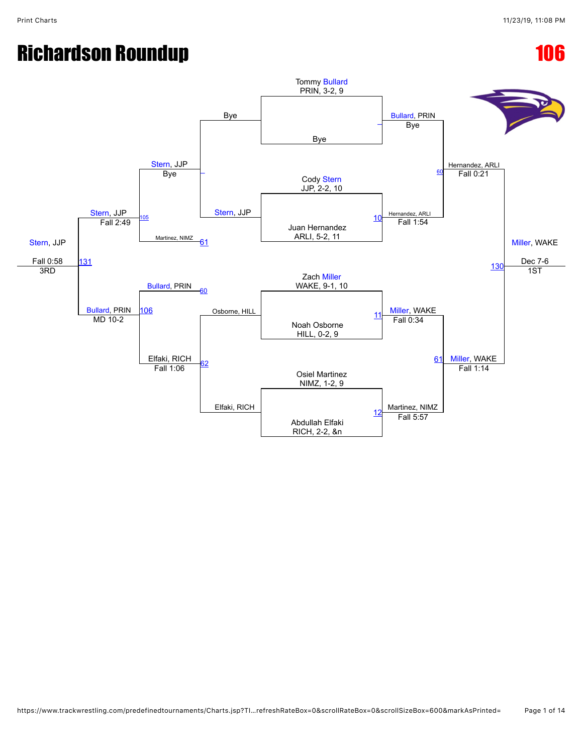# Richardson Roundup

# 106

**Entrants (first round):**

- Tommy Bullard, PRIN, 3-2, 9 vs. Bye — Winner: Bullard, PRIN (Bye)
- Cody Stern, JJP, 2-2, 10 vs. Juan Hernandez, ARLI, 5-2, 11 — Match 10 — Winner: Hernandez, ARLI (Fall 1:54)
- Zach Miller, WAKE, 9-1, 10 vs. Noah Osborne, HILL, 0-2, 9 — Match 11 — Winner: Miller, WAKE (Fall 0:34)
- Osiel Martinez, NIMZ, 1-2, 9 vs. Abdullah Elfaki, RICH, 2-2, &n — Match 12 — Winner: Martinez, NIMZ (Fall 5:57)

**Championship semifinals:**

- Match 60 — Bullard, PRIN vs. Hernandez, ARLI — Winner: Hernandez, ARLI (Fall 0:21)
- Match 61 — Miller, WAKE vs. Martinez, NIMZ — Winner: Miller, WAKE (Fall 1:14)

**Championship final:**

- Match 130 — Hernandez, ARLI vs. Miller, WAKE — Winner: Miller, WAKE (Dec 7-6) — 1ST

**Consolation bracket:**

- Bye vs. Stern, JJP — Winner: Stern, JJP (Bye)
- Match 62 — Osborne, HILL vs. Elfaki, RICH — Winner: Elfaki, RICH (Fall 1:06)
- Match 105 — Stern, JJP vs. Martinez, NIMZ (loser of 61) — Winner: Stern, JJP (Fall 2:49)
- Match 106 — Bullard, PRIN (loser of 60) vs. Elfaki, RICH — Winner: Bullard, PRIN (MD 10-2)
- Match 131 — Stern, JJP vs. Bullard, PRIN — Winner: Stern, JJP (Fall 0:58) — 3RD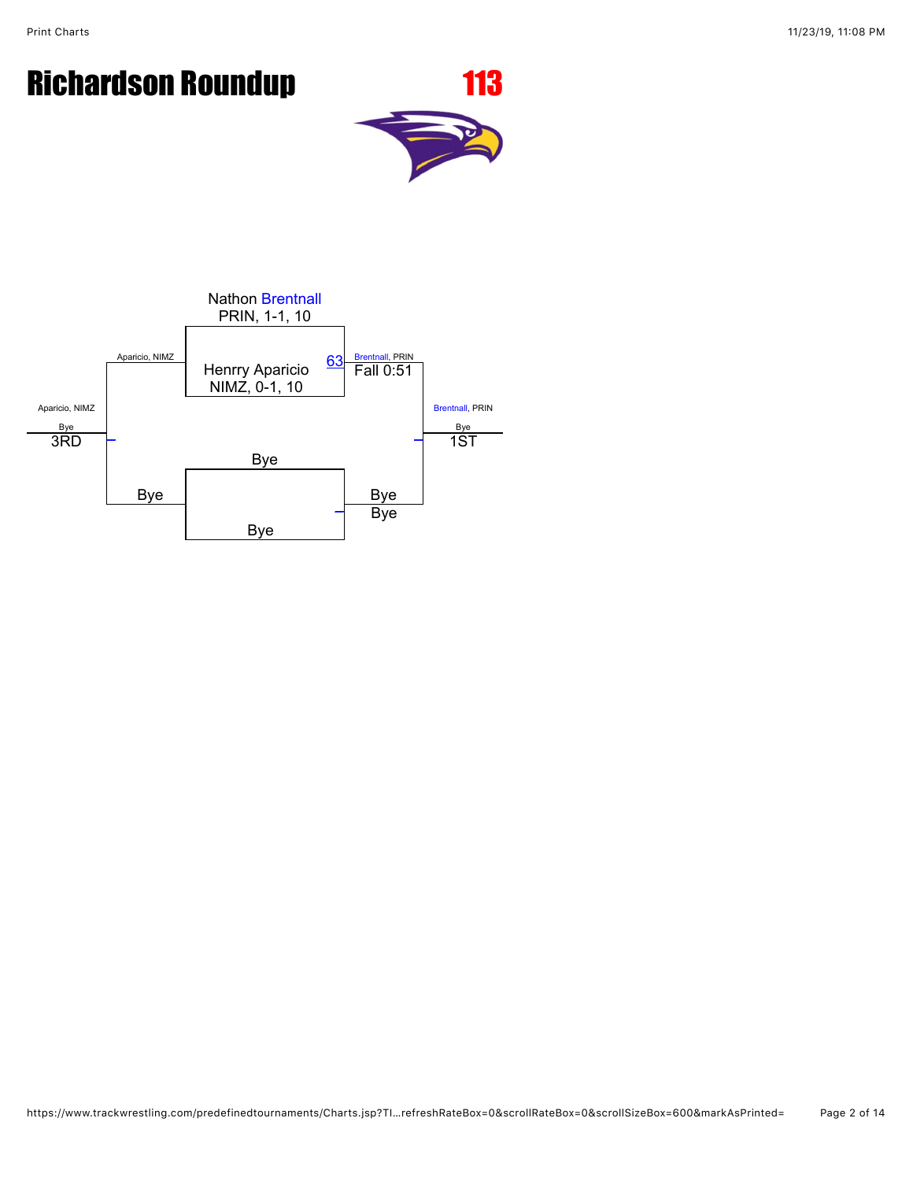# Richardson Roundup

## 113

Nathon Brentnall
PRIN, 1-1, 10

Henrry Aparicio
NIMZ, 0-1, 10

63

Aparicio, NIMZ

Brentnall, PRIN
Fall 0:51

Aparicio, NIMZ
Bye
3RD

Brentnall, PRIN
Bye
1ST

Bye

Bye

Bye

Bye
Bye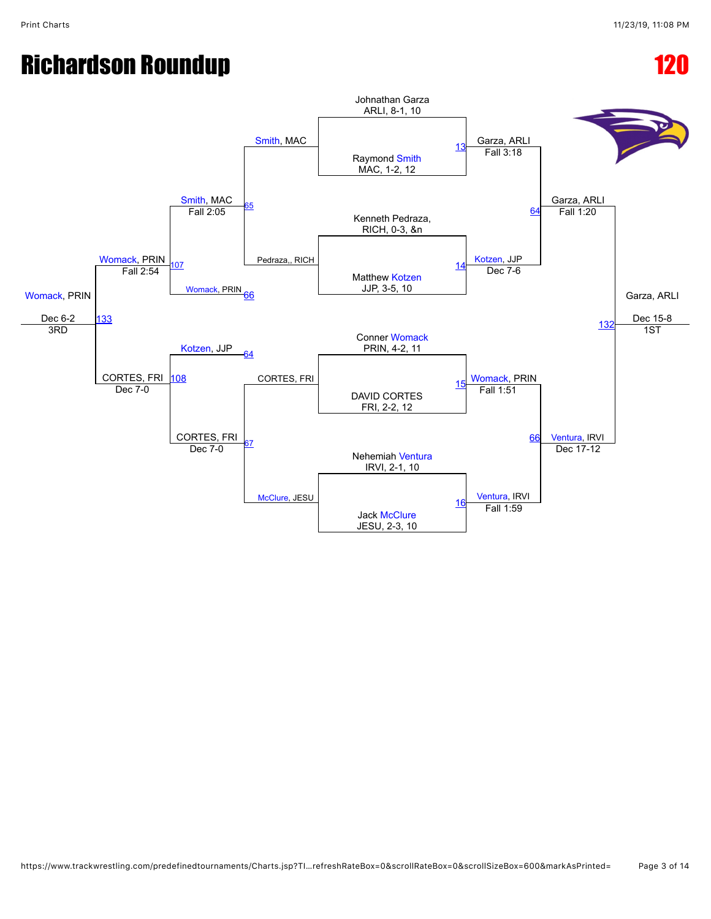# Richardson Roundup

# 120

## Championship Bracket

**First Round**

- Match 13: Johnathan Garza (ARLI, 8-1, 10) vs Raymond Smith (MAC, 1-2, 12) — Garza, ARLI, Fall 3:18
- Match 14: Kenneth Pedraza, (RICH, 0-3, &n) vs Matthew Kotzen (JJP, 3-5, 10) — Kotzen, JJP, Dec 7-6
- Match 15: Conner Womack (PRIN, 4-2, 11) vs DAVID CORTES (FRI, 2-2, 12) — Womack, PRIN, Fall 1:51
- Match 16: Nehemiah Ventura (IRVI, 2-1, 10) vs Jack McClure (JESU, 2-3, 10) — Ventura, IRVI, Fall 1:59

**Semifinals**

- Match 64: Garza, ARLI vs Kotzen, JJP — Garza, ARLI, Fall 1:20
- Match 66: Womack, PRIN vs Ventura, IRVI — Ventura, IRVI, Dec 17-12

**Final**

- Match 132: Garza, ARLI vs Ventura, IRVI — Garza, ARLI, Dec 15-8 — 1ST

## Consolation Bracket

**Consolation Round 1**

- Match 65: Smith, MAC vs Pedraza,, RICH — Smith, MAC, Fall 2:05
- Match 67: CORTES, FRI vs McClure, JESU — CORTES, FRI, Dec 7-0

**Consolation Round 2**

- Match 107: Smith, MAC vs Womack, PRIN (L 66) — Womack, PRIN, Fall 2:54
- Match 108: Kotzen, JJP (L 64) vs CORTES, FRI — CORTES, FRI, Dec 7-0

**3rd Place**

- Match 133: Womack, PRIN vs CORTES, FRI — Womack, PRIN, Dec 6-2 — 3RD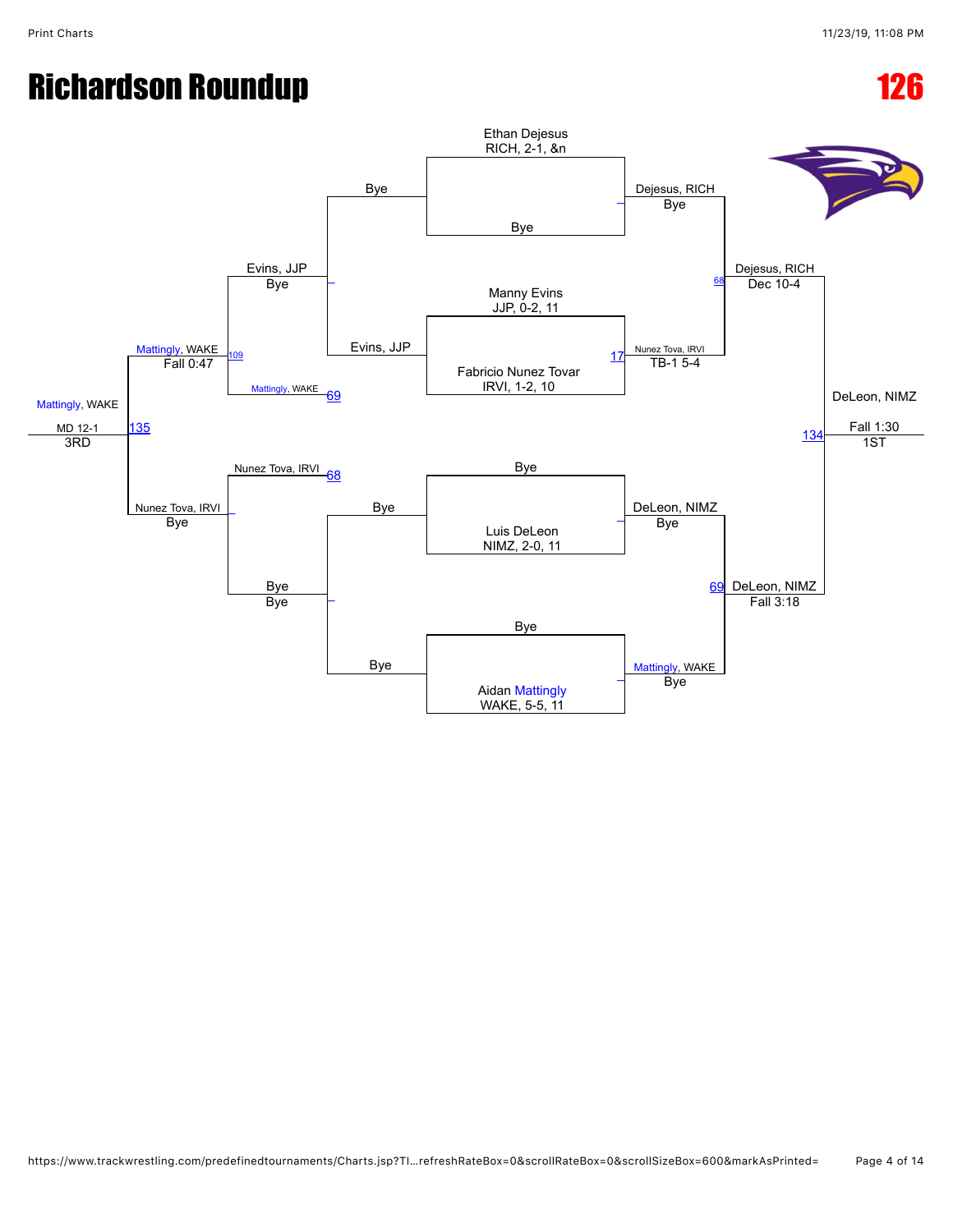# Richardson Roundup

# 126

## Championship Bracket

**Round 1**

- Ethan Dejesus, RICH, 2-1, &n vs. Bye — Dejesus, RICH (Bye)
- Manny Evins, JJP, 0-2, 11 vs. Fabricio Nunez Tovar, IRVI, 1-2, 10 — Nunez Tova, IRVI (TB-1 5-4) [17]
- Bye vs. Luis DeLeon, NIMZ, 2-0, 11 — DeLeon, NIMZ (Bye)
- Bye vs. Aidan Mattingly, WAKE, 5-5, 11 — Mattingly, WAKE (Bye)

**Semifinals**

- Dejesus, RICH vs. Nunez Tova, IRVI — Dejesus, RICH (Dec 10-4) [68]
- DeLeon, NIMZ vs. Mattingly, WAKE — DeLeon, NIMZ (Fall 3:18) [69]

**Final**

- Dejesus, RICH vs. DeLeon, NIMZ — DeLeon, NIMZ (Fall 1:30) [134] — 1ST

## Consolation Bracket

**Round 1**

- Bye vs. Evins, JJP — Evins, JJP
- Bye vs. Bye — Bye

**Round 2**

- Evins, JJP vs. Mattingly, WAKE [69] — Mattingly, WAKE (Fall 0:47) [109]
- Nunez Tova, IRVI [68] vs. Bye — Nunez Tova, IRVI (Bye)

**3rd Place**

- Mattingly, WAKE vs. Nunez Tova, IRVI — Mattingly, WAKE (MD 12-1) [135] — 3RD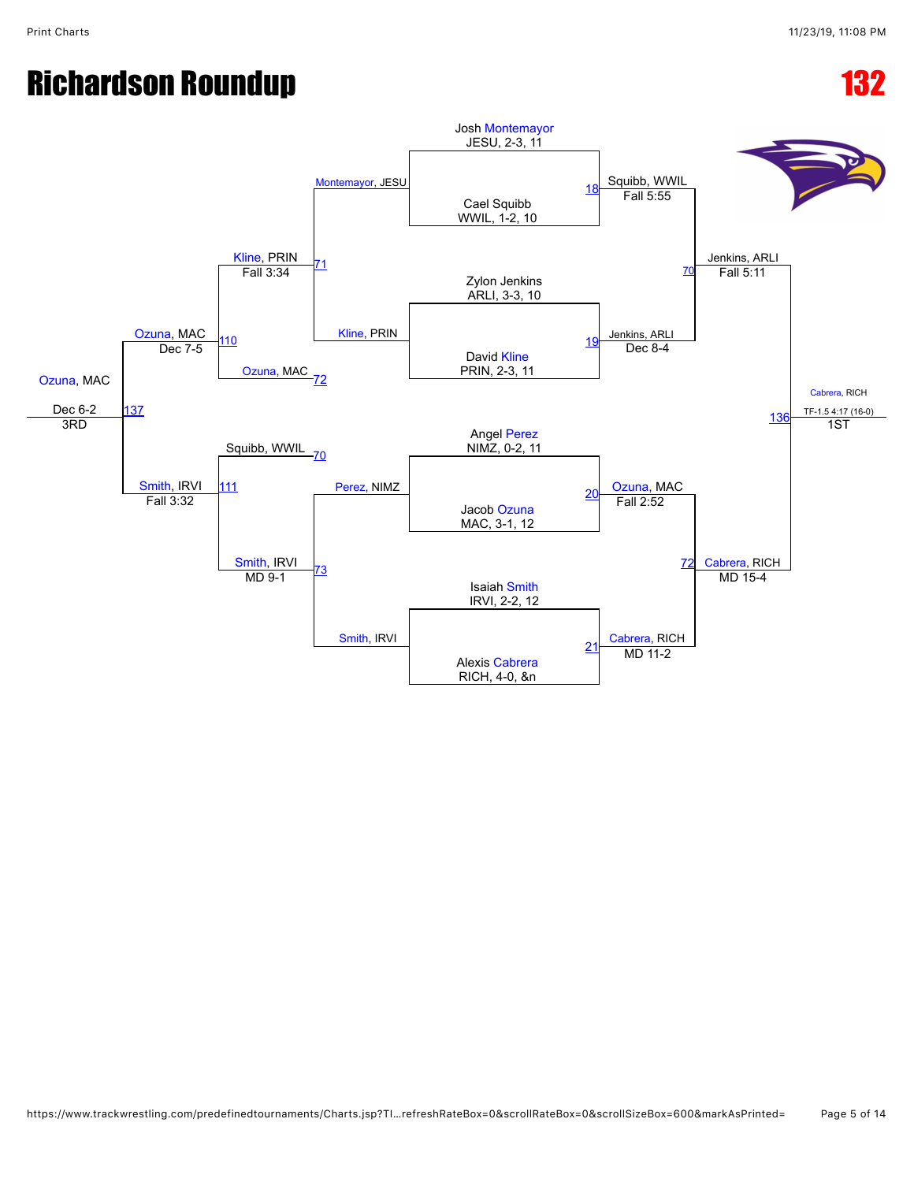# Richardson Roundup

# 132

## Championship Bracket

**Round 1**

| Bout | Wrestler 1 | Wrestler 2 | Winner | Result |
|---|---|---|---|---|
| 18 | Josh Montemayor, JESU, 2-3, 11 | Cael Squibb, WWIL, 1-2, 10 | Squibb, WWIL | Fall 5:55 |
| 19 | Zylon Jenkins, ARLI, 3-3, 10 | David Kline, PRIN, 2-3, 11 | Jenkins, ARLI | Dec 8-4 |
| 20 | Angel Perez, NIMZ, 0-2, 11 | Jacob Ozuna, MAC, 3-1, 12 | Ozuna, MAC | Fall 2:52 |
| 21 | Isaiah Smith, IRVI, 2-2, 12 | Alexis Cabrera, RICH, 4-0, &n | Cabrera, RICH | MD 11-2 |

**Semifinals**

| Bout | Wrestler 1 | Wrestler 2 | Winner | Result |
|---|---|---|---|---|
| 70 | Squibb, WWIL | Jenkins, ARLI | Jenkins, ARLI | Fall 5:11 |
| 72 | Ozuna, MAC | Cabrera, RICH | Cabrera, RICH | MD 15-4 |

**Final**

| Bout | Wrestler 1 | Wrestler 2 | Winner | Result |
|---|---|---|---|---|
| 136 | Jenkins, ARLI | Cabrera, RICH | Cabrera, RICH | TF-1.5 4:17 (16-0) |

1ST: Cabrera, RICH

## Consolation Bracket

**Consolation Round 1**

| Bout | Wrestler 1 | Wrestler 2 | Winner | Result |
|---|---|---|---|---|
| 71 | Montemayor, JESU | Kline, PRIN | Kline, PRIN | Fall 3:34 |
| 73 | Perez, NIMZ | Smith, IRVI | Smith, IRVI | MD 9-1 |

**Consolation Semifinals**

| Bout | Wrestler 1 | Wrestler 2 | Winner | Result |
|---|---|---|---|---|
| 110 | Kline, PRIN | Ozuna, MAC (72) | Ozuna, MAC | Dec 7-5 |
| 111 | Squibb, WWIL (70) | Smith, IRVI | Smith, IRVI | Fall 3:32 |

**3rd Place**

| Bout | Wrestler 1 | Wrestler 2 | Winner | Result |
|---|---|---|---|---|
| 137 | Ozuna, MAC | Smith, IRVI | Ozuna, MAC | Dec 6-2 |

3RD: Ozuna, MAC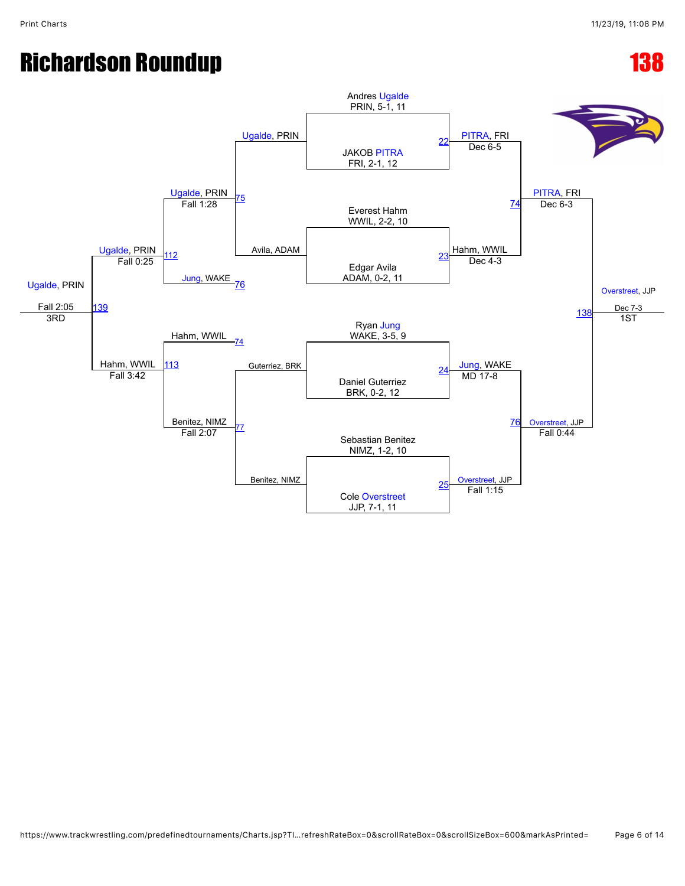# Richardson Roundup

# 138

## Championship Bracket

**Round 1**

- Andres Ugalde, PRIN, 5-1, 11 vs. JAKOB PITRA, FRI, 2-1, 12 — Match 22: PITRA, FRI — Dec 6-5
- Everest Hahm, WWIL, 2-2, 10 vs. Edgar Avila, ADAM, 0-2, 11 — Match 23: Hahm, WWIL — Dec 4-3
- Ryan Jung, WAKE, 3-5, 9 vs. Daniel Guterriez, BRK, 0-2, 12 — Match 24: Jung, WAKE — MD 17-8
- Sebastian Benitez, NIMZ, 1-2, 10 vs. Cole Overstreet, JJP, 7-1, 11 — Match 25: Overstreet, JJP — Fall 1:15

**Semifinals**

- Match 74: PITRA, FRI — Dec 6-3
- Match 76: Overstreet, JJP — Fall 0:44

**Final**

- Match 138: Overstreet, JJP — Dec 7-3 — 1ST

## Consolation Bracket

**Consolation Round 1**

- Match 75: Ugalde, PRIN vs. Avila, ADAM — Ugalde, PRIN — Fall 1:28
- Match 77: Guterriez, BRK vs. Benitez, NIMZ — Benitez, NIMZ — Fall 2:07

**Consolation Round 2**

- Match 112: Ugalde, PRIN vs. Jung, WAKE (76) — Ugalde, PRIN — Fall 0:25
- Match 113: Hahm, WWIL (74) vs. Benitez, NIMZ — Hahm, WWIL — Fall 3:42

**3rd Place**

- Match 139: Ugalde, PRIN — Fall 2:05 — 3RD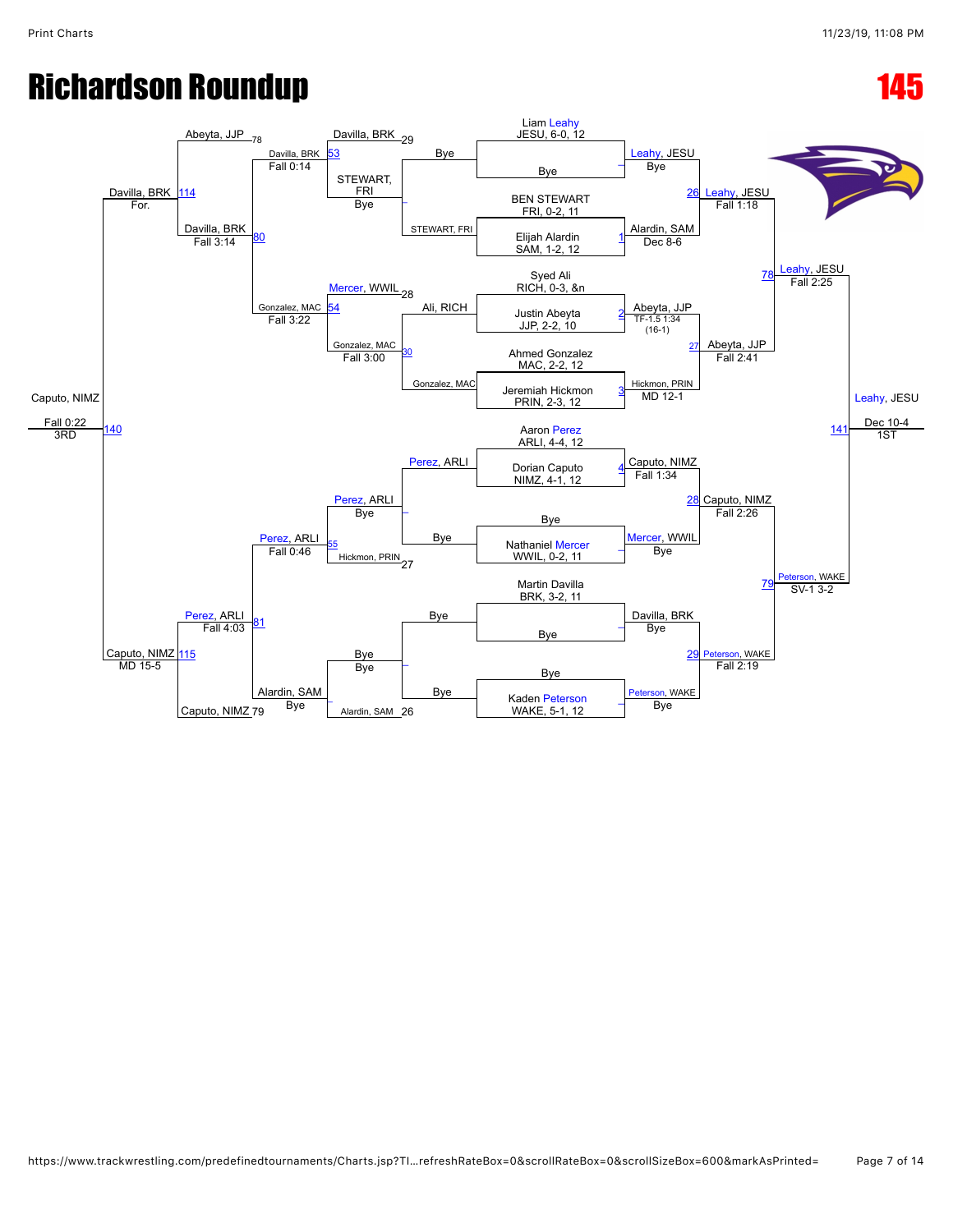# Richardson Roundup

# 145

## Championship Bracket

**Round 1 / Quarterfinals**

- Liam Leahy, JESU, 6-0, 12 vs Bye — Leahy, JESU (Bye)
- BEN STEWART, FRI, 0-2, 11 vs Elijah Alardin, SAM, 1-2, 12 — Bout 1: Alardin, SAM (Dec 8-6)
- Syed Ali, RICH, 0-3, &n vs Justin Abeyta, JJP, 2-2, 10 — Bout 2: Abeyta, JJP (TF-1.5 1:34 (16-1))
- Ahmed Gonzalez, MAC, 2-2, 12 vs Jeremiah Hickmon, PRIN, 2-3, 12 — Bout 3: Hickmon, PRIN (MD 12-1)
- Aaron Perez, ARLI, 4-4, 12 vs Dorian Caputo, NIMZ, 4-1, 12 — Bout 4: Caputo, NIMZ (Fall 1:34)
- Bye vs Nathaniel Mercer, WWIL, 0-2, 11 — Mercer, WWIL (Bye)
- Martin Davilla, BRK, 3-2, 11 vs Bye — Davilla, BRK (Bye)
- Bye vs Kaden Peterson, WAKE, 5-1, 12 — Peterson, WAKE (Bye)

**Semifinals**

- Bout 26: Leahy, JESU (Fall 1:18)
- Bout 27: Abeyta, JJP (Fall 2:41)
- Bout 28: Caputo, NIMZ (Fall 2:26)
- Bout 29: Peterson, WAKE (Fall 2:19)

**Finals**

- Bout 78: Leahy, JESU (Fall 2:25)
- Bout 79: Peterson, WAKE (SV-1 3-2)
- Bout 141: Leahy, JESU (Dec 10-4) — 1ST

## Consolation Bracket

- Davilla, BRK 29; STEWART, FRI (Bye) — STEWART, FRI
- Ali, RICH; Gonzalez, MAC — Bout 30: Gonzalez, MAC (Fall 3:00)
- Perez, ARLI; Bye — Perez, ARLI (Bye)
- Bye; Bye — Bye
- Davilla, BRK; STEWART, FRI — Bout 53: Davilla, BRK (Fall 0:14)
- Mercer, WWIL 28; Gonzalez, MAC — Bout 54: Gonzalez, MAC (Fall 3:22)
- Perez, ARLI; Hickmon, PRIN 27 — Bout 55: Perez, ARLI (Fall 0:46)
- Bye; Alardin, SAM 26 — Alardin, SAM (Bye)
- Abeyta, JJP 78; Davilla, BRK — Bout 80: Davilla, BRK (Fall 3:14)
- Perez, ARLI; Alardin, SAM — Bout 81: Perez, ARLI (Fall 4:03)
- Davilla, BRK; Caputo, NIMZ 79 — Bout 114: Davilla, BRK (For.)
- Perez, ARLI; Caputo, NIMZ — Bout 115: Caputo, NIMZ (MD 15-5)
- Bout 140: Caputo, NIMZ (Fall 0:22) — 3RD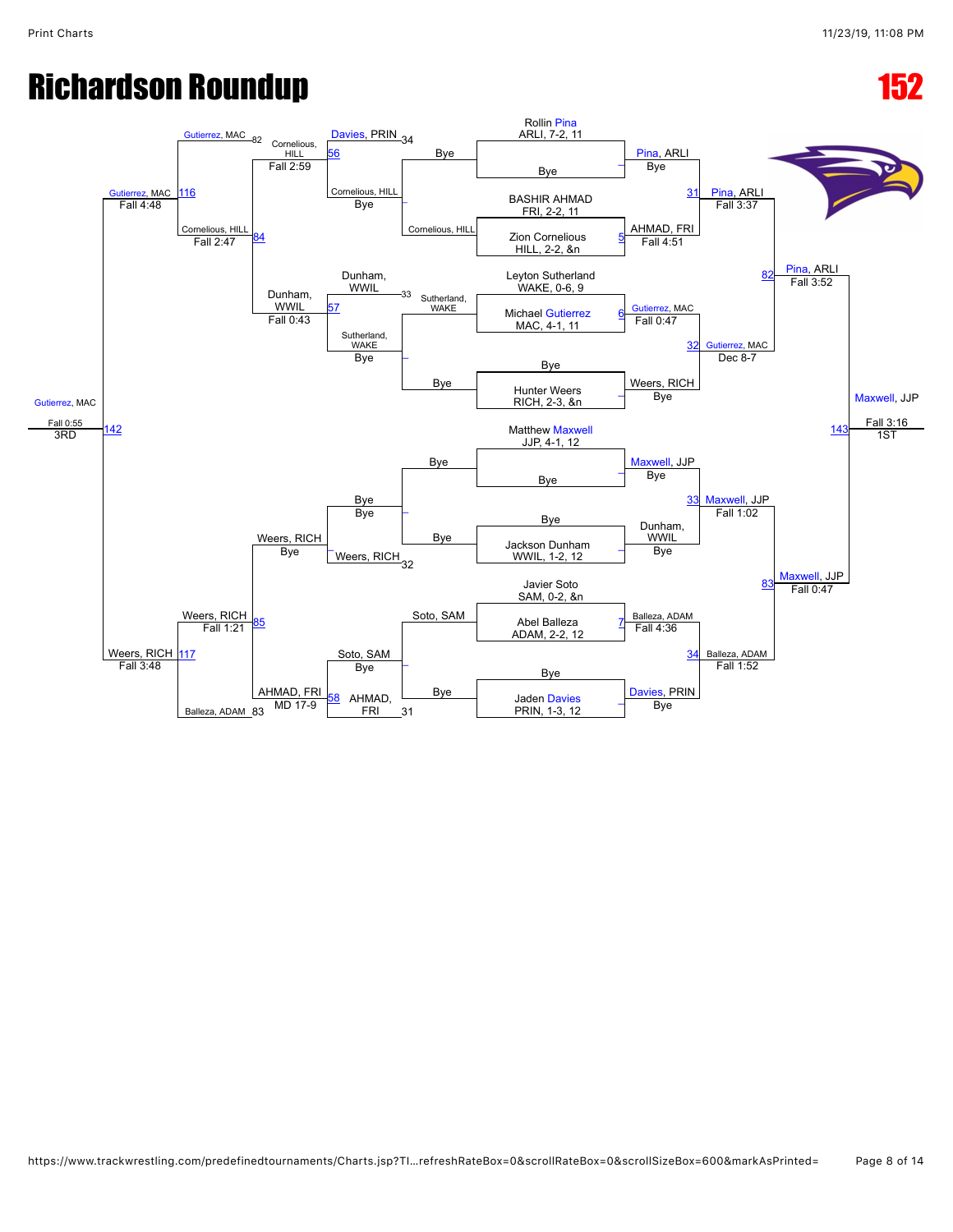# Richardson Roundup

# 152

## Championship Bracket

**Round 1 / Pigtails (seeds)**

- Rollin Pina, ARLI, 7-2, 11 vs Bye → Pina, ARLI, Bye
- BASHIR AHMAD, FRI, 2-2, 11 vs Zion Cornelious, HILL, 2-2, &n (5) → AHMAD, FRI, Fall 4:51
- Leyton Sutherland, WAKE, 0-6, 9 vs Michael Gutierrez, MAC, 4-1, 11 (6) → Gutierrez, MAC, Fall 0:47
- Bye vs Hunter Weers, RICH, 2-3, &n → Weers, RICH, Bye
- Matthew Maxwell, JJP, 4-1, 12 vs Bye → Maxwell, JJP, Bye
- Bye vs Jackson Dunham, WWIL, 1-2, 12 → Dunham, WWIL, Bye
- Javier Soto, SAM, 0-2, &n vs Abel Balleza, ADAM, 2-2, 12 (7) → Balleza, ADAM, Fall 4:36
- Bye vs Jaden Davies, PRIN, 1-3, 12 → Davies, PRIN, Bye

**Quarterfinals**

- (31) Pina, ARLI, Fall 3:37
- (32) Gutierrez, MAC, Dec 8-7
- (33) Maxwell, JJP, Fall 1:02
- (34) Balleza, ADAM, Fall 1:52

**Semifinals**

- (82) Pina, ARLI, Fall 3:52
- (83) Maxwell, JJP, Fall 0:47

**Final — 1ST**

- (143) Maxwell, JJP, Fall 3:16

## Consolation Bracket

**Consolation Round 1**

- Bye vs Cornelious, HILL → Cornelious, HILL
- Sutherland, WAKE vs Bye → Sutherland, WAKE
- Bye vs Bye → Bye
- Soto, SAM vs Bye → Soto, SAM

**Consolation Round 2**

- Davies, PRIN (34) vs Cornelious, HILL, Bye (56) → Cornelious, HILL, Fall 2:59
- Dunham, WWIL (33) vs Sutherland, WAKE, Bye (57) → Dunham, WWIL, Fall 0:43
- Bye, Bye vs Weers, RICH (32) → Weers, RICH, Bye
- Soto, SAM, Bye vs AHMAD, FRI (31) (58) → AHMAD, FRI, MD 17-9

**Consolation Quarterfinals**

- Gutierrez, MAC (82) vs Cornelious, HILL (84) → Cornelious, HILL, Fall 2:47
- Weers, RICH (85) vs Balleza, ADAM (83) → Weers, RICH, Fall 1:21

**Consolation Semifinals**

- (116) Gutierrez, MAC, Fall 4:48
- (117) Weers, RICH, Fall 3:48

**3rd Place — 3RD**

- (142) Gutierrez, MAC, Fall 0:55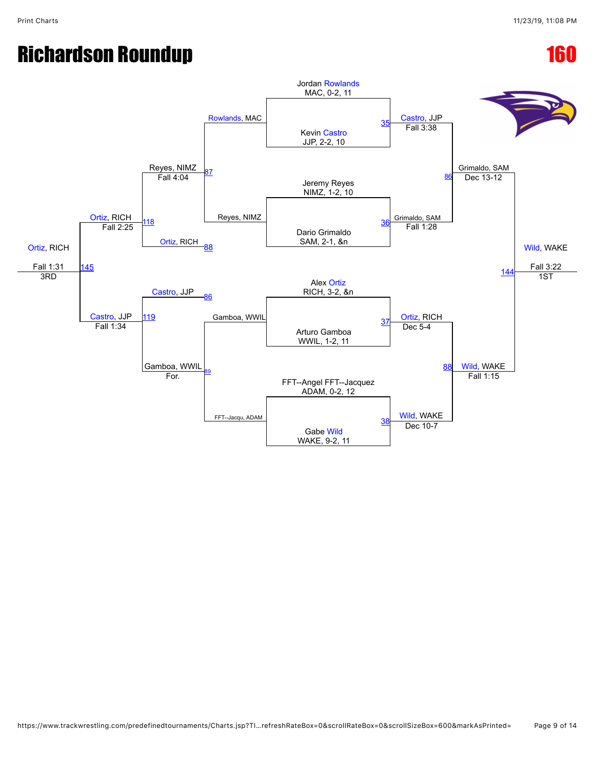# Richardson Roundup

## 160

### Championship Bracket

**Round 1**

- Bout 35: Jordan Rowlands (MAC, 0-2, 11) vs. Kevin Castro (JJP, 2-2, 10) — Castro, JJP, Fall 3:38
- Bout 36: Jeremy Reyes (NIMZ, 1-2, 10) vs. Dario Grimaldo (SAM, 2-1, &n) — Grimaldo, SAM, Fall 1:28
- Bout 37: Alex Ortiz (RICH, 3-2, &n) vs. Arturo Gamboa (WWIL, 1-2, 11) — Ortiz, RICH, Dec 5-4
- Bout 38: FFT--Angel FFT--Jacquez (ADAM, 0-2, 12) vs. Gabe Wild (WAKE, 9-2, 11) — Wild, WAKE, Dec 10-7

**Semifinals**

- Bout 86: Castro, JJP vs. Grimaldo, SAM — Grimaldo, SAM, Dec 13-12
- Bout 88: Ortiz, RICH vs. Wild, WAKE — Wild, WAKE, Fall 1:15

**Final**

- Bout 144: Grimaldo, SAM vs. Wild, WAKE — Wild, WAKE, Fall 3:22 — 1ST

### Consolation Bracket

- Bout 87: Rowlands, MAC vs. Reyes, NIMZ — Reyes, NIMZ, Fall 4:04
- Bout 89: Gamboa, WWIL vs. FFT--Jacqu, ADAM — Gamboa, WWIL, For.
- Bout 118: Reyes, NIMZ vs. Ortiz, RICH (88) — Ortiz, RICH, Fall 2:25
- Bout 119: Castro, JJP (86) vs. Gamboa, WWIL — Castro, JJP, Fall 1:34
- Bout 145: Ortiz, RICH vs. Castro, JJP — Ortiz, RICH, Fall 1:31 — 3RD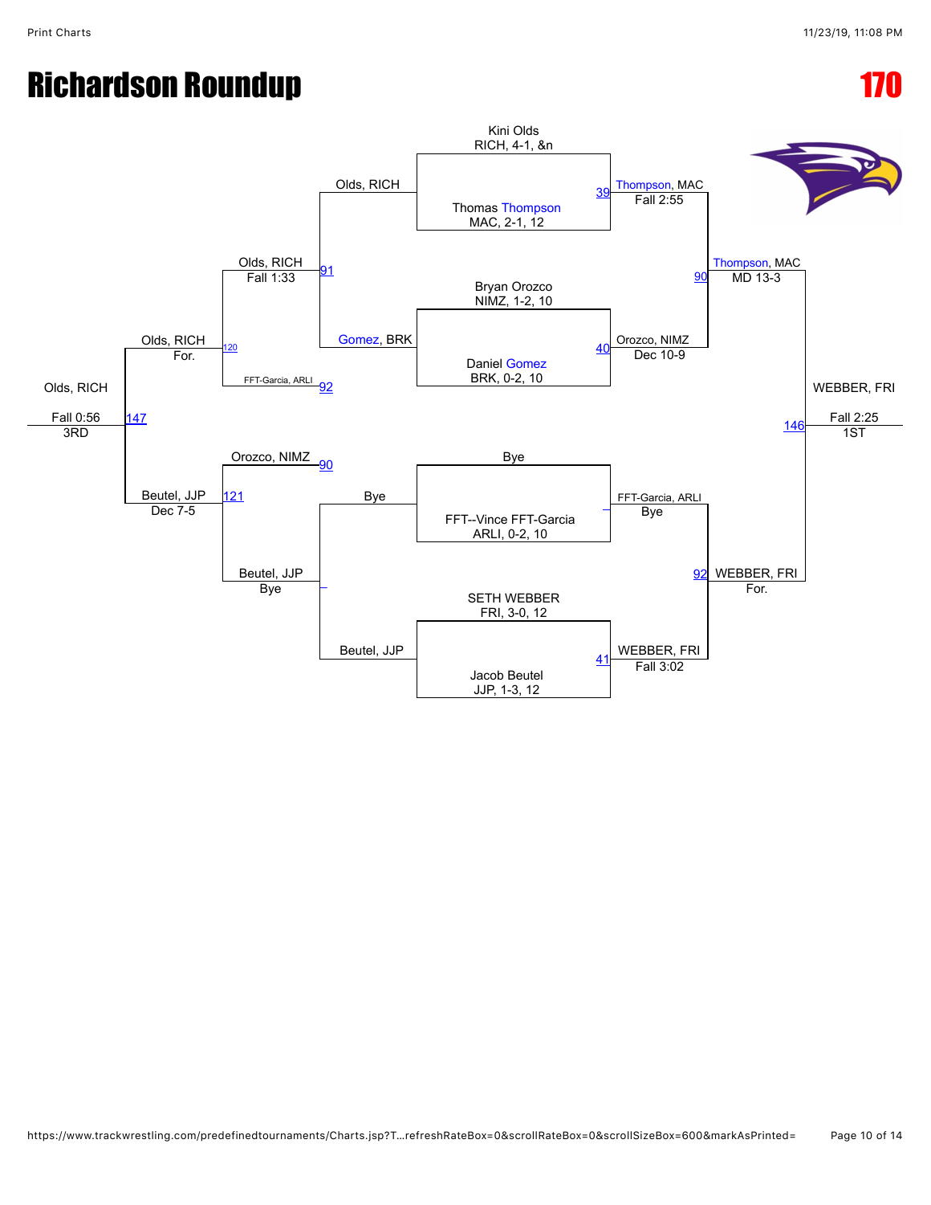# Richardson Roundup

# 170

## Championship Bracket

**Round 1 (Match 39):** Kini Olds, RICH, 4-1, &n vs. Thomas Thompson, MAC, 2-1, 12 — Winner: Thompson, MAC (Fall 2:55)

**Round 1 (Match 40):** Bryan Orozco, NIMZ, 1-2, 10 vs. Daniel Gomez, BRK, 0-2, 10 — Winner: Orozco, NIMZ (Dec 10-9)

**Round 1:** Bye vs. FFT--Vince FFT-Garcia, ARLI, 0-2, 10 — Winner: FFT-Garcia, ARLI (Bye)

**Round 1 (Match 41):** SETH WEBBER, FRI, 3-0, 12 vs. Jacob Beutel, JJP, 1-3, 12 — Winner: WEBBER, FRI (Fall 3:02)

**Semifinal (Match 90):** Thompson, MAC vs. Orozco, NIMZ — Winner: Thompson, MAC (MD 13-3)

**Semifinal (Match 92):** FFT-Garcia, ARLI vs. WEBBER, FRI — Winner: WEBBER, FRI (For.)

**Final (Match 146):** Thompson, MAC vs. WEBBER, FRI — Winner: WEBBER, FRI (Fall 2:25) — 1ST

## Consolation Bracket

**Consolation (Match 91):** Olds, RICH vs. Gomez, BRK — Winner: Olds, RICH

**Consolation:** Bye vs. Beutel, JJP — Winner: Beutel, JJP

**Consolation (Match 120):** Olds, RICH vs. FFT-Garcia, ARLI (92) — Winner: Olds, RICH (Fall 1:33)

**Consolation (Match 121):** Orozco, NIMZ (90) vs. Beutel, JJP — Winner: Beutel, JJP (Bye)

**3rd Place (Match 147):** Olds, RICH (For.) vs. Beutel, JJP (Dec 7-5) — Winner: Olds, RICH (Fall 0:56) — 3RD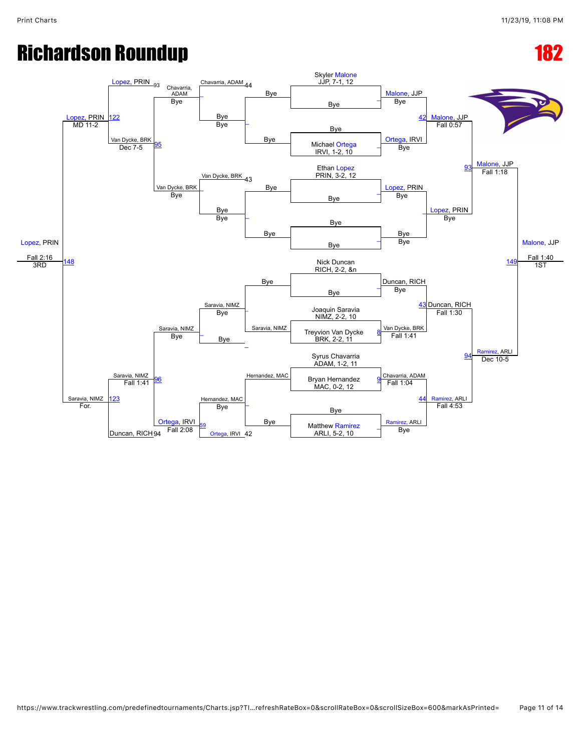# Richardson Roundup

# 182

## Championship Bracket

**First Round (Seeds)**
- Skyler Malone, JJP, 7-1, 12 vs Bye
- Bye vs Michael Ortega, IRVI, 1-2, 10
- Ethan Lopez, PRIN, 3-2, 12 vs Bye
- Bye vs Bye
- Nick Duncan, RICH, 2-2, &n vs Bye
- Joaquin Saravia, NIMZ, 2-2, 10 vs Treyvion Van Dycke, BRK, 2-2, 11
- Syrus Chavarria, ADAM, 1-2, 11 vs Bryan Hernandez, MAC, 0-2, 12
- Bye vs Matthew Ramirez, ARLI, 5-2, 10

**Second Round**
- Malone, JJP — Bye
- Ortega, IRVI — Bye
- Lopez, PRIN — Bye
- Bye — Bye
- Duncan, RICH — Bye
- Match 8: Van Dycke, BRK — Fall 1:41
- Match 9: Chavarria, ADAM — Fall 1:04
- Ramirez, ARLI — Bye

**Quarterfinals**
- Match 42: Malone, JJP — Fall 0:57
- Lopez, PRIN — Bye
- Match 43: Duncan, RICH — Fall 1:30
- Match 44: Ramirez, ARLI — Fall 4:53

**Semifinals**
- Match 93: Malone, JJP — Fall 1:18
- Match 94: Ramirez, ARLI — Dec 10-5

**Final**
- Match 149: Malone, JJP — Fall 1:40 — 1ST

## Consolation Bracket

**Round 1**
- Chavarria, ADAM — Bye
- Van Dycke, BRK — Bye
- Saravia, NIMZ — Bye
- Hernandez, MAC — Bye

**Round 2**
- Bye — Bye
- Bye — Bye
- Saravia, NIMZ — Bye
- Hernandez, MAC — Bye

**Round 3**
- Chavarria, ADAM (loser of 44)
- Van Dycke, BRK (loser of 43)
- Saravia, NIMZ — Bye
- Match 59: Ortega, IRVI — Fall 2:08 (Ortega, IRVI loser of 42)

**Round 4**
- Lopez, PRIN (loser of 93)
- Match 95: Van Dycke, BRK — Dec 7-5
- Match 96: Saravia, NIMZ — Fall 1:41
- Duncan, RICH (loser of 94)

**Consolation Semifinals**
- Match 122: Lopez, PRIN — MD 11-2
- Match 123: Saravia, NIMZ — For.

**3rd Place**
- Match 148: Lopez, PRIN — Fall 2:16 — 3RD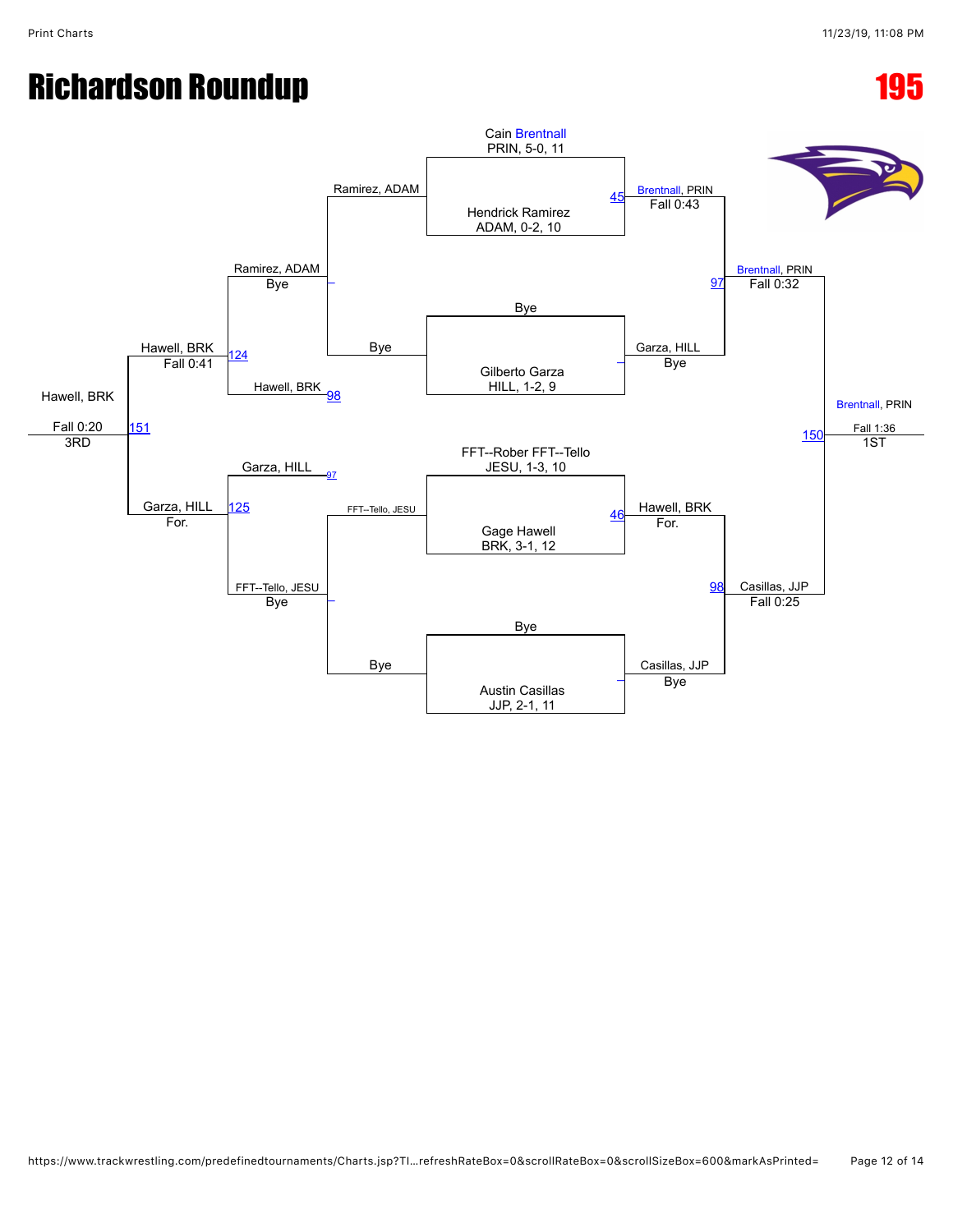# Richardson Roundup

## 195

### Championship Bracket

**First Round**

- Cain Brentnall, PRIN, 5-0, 11 vs. Hendrick Ramirez, ADAM, 0-2, 10 — Match 45 — Brentnall, PRIN, Fall 0:43
- Bye vs. Gilberto Garza, HILL, 1-2, 9 — Garza, HILL, Bye
- FFT--Rober FFT--Tello, JESU, 1-3, 10 vs. Gage Hawell, BRK, 3-1, 12 — Match 46 — Hawell, BRK, For.
- Bye vs. Austin Casillas, JJP, 2-1, 11 — Casillas, JJP, Bye

**Semifinals**

- Match 97 — Brentnall, PRIN, Fall 0:32
- Match 98 — Casillas, JJP, Fall 0:25

**Final**

- Match 150 — Brentnall, PRIN, Fall 1:36 — 1ST

### Consolation Bracket

- Ramirez, ADAM vs. Bye — Ramirez, ADAM, Bye
- Bye vs. FFT--Tello, JESU — FFT--Tello, JESU, Bye
- Match 124 — Ramirez, ADAM vs. Hawell, BRK (98) — Hawell, BRK, Fall 0:41
- Match 125 — Garza, HILL (97) vs. FFT--Tello, JESU — Garza, HILL, For.
- Match 151 — Hawell, BRK, Fall 0:20 — 3RD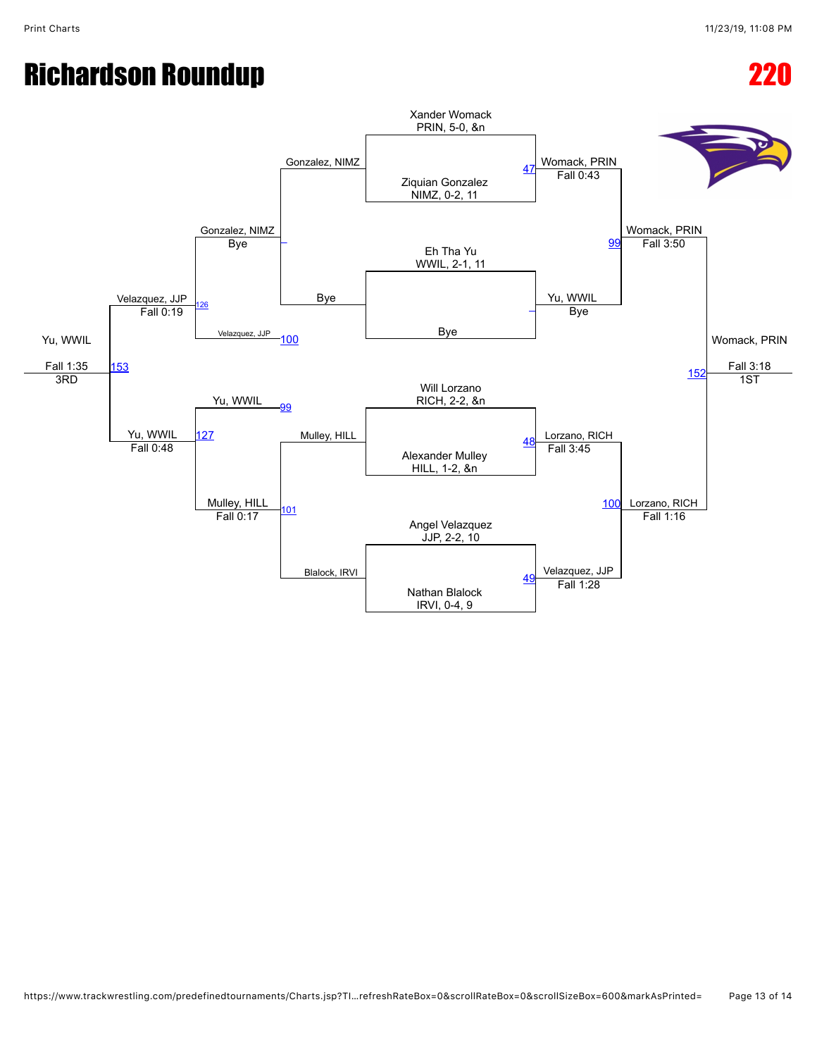# Richardson Roundup

## 220

### Championship Bracket

| Match | Wrestler 1 | Wrestler 2 | Winner | Result |
|---|---|---|---|---|
| 47 | Xander Womack, PRIN, 5-0, &n | Ziquian Gonzalez, NIMZ, 0-2, 11 | Womack, PRIN | Fall 0:43 |
| – | Eh Tha Yu, WWIL, 2-1, 11 | Bye | Yu, WWIL | Bye |
| 48 | Will Lorzano, RICH, 2-2, &n | Alexander Mulley, HILL, 1-2, &n | Lorzano, RICH | Fall 3:45 |
| 49 | Angel Velazquez, JJP, 2-2, 10 | Nathan Blalock, IRVI, 0-4, 9 | Velazquez, JJP | Fall 1:28 |
| 99 | Womack, PRIN | Yu, WWIL | Womack, PRIN | Fall 3:50 |
| 100 | Lorzano, RICH | Velazquez, JJP | Lorzano, RICH | Fall 1:16 |
| 152 | Womack, PRIN | Lorzano, RICH | Womack, PRIN | Fall 3:18 (1ST) |

### Consolation Bracket

| Match | Wrestler 1 | Wrestler 2 | Winner | Result |
|---|---|---|---|---|
| – | Gonzalez, NIMZ | Bye | Gonzalez, NIMZ | Bye |
| 101 | Mulley, HILL | Blalock, IRVI | Mulley, HILL | Fall 0:17 |
| 126 | Gonzalez, NIMZ | Velazquez, JJP | Velazquez, JJP | Fall 0:19 |
| 127 | Yu, WWIL | Mulley, HILL | Yu, WWIL | Fall 0:48 |
| 153 | Velazquez, JJP | Yu, WWIL | Yu, WWIL | Fall 1:35 (3RD) |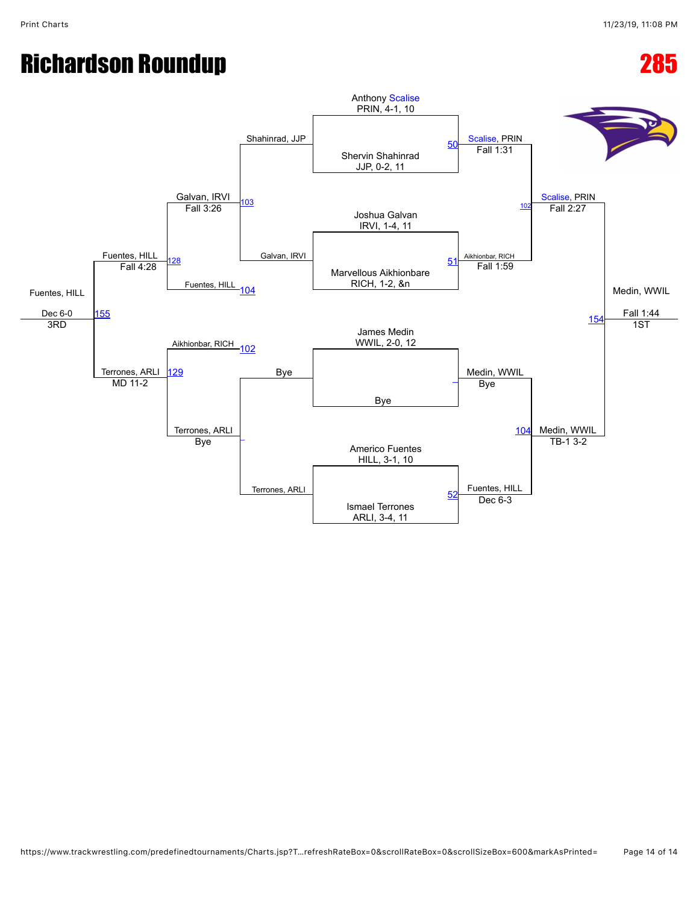# Richardson Roundup

# 285

Anthony Scalise
PRIN, 4-1, 10

Shervin Shahinrad
JJP, 0-2, 11

50

Scalise, PRIN
Fall 1:31

Shahinrad, JJP

103

Galvan, IRVI
Fall 3:26

Joshua Galvan
IRVI, 1-4, 11

Marvellous Aikhionbare
RICH, 1-2, &n

51

Aikhionbar, RICH
Fall 1:59

102

Scalise, PRIN
Fall 2:27

Galvan, IRVI

Fuentes, HILL
Fall 4:28

128

Fuentes, HILL

104

Fuentes, HILL

Dec 6-0
3RD

155

Medin, WWIL

Fall 1:44
1ST

154

James Medin
WWIL, 2-0, 12

Bye

Aikhionbar, RICH

102

Terrones, ARLI
MD 11-2

129

Bye

Medin, WWIL
Bye

Terrones, ARLI
Bye

104

Medin, WWIL
TB-1 3-2

Americo Fuentes
HILL, 3-1, 10

Ismael Terrones
ARLI, 3-4, 11

52

Fuentes, HILL
Dec 6-3

Terrones, ARLI